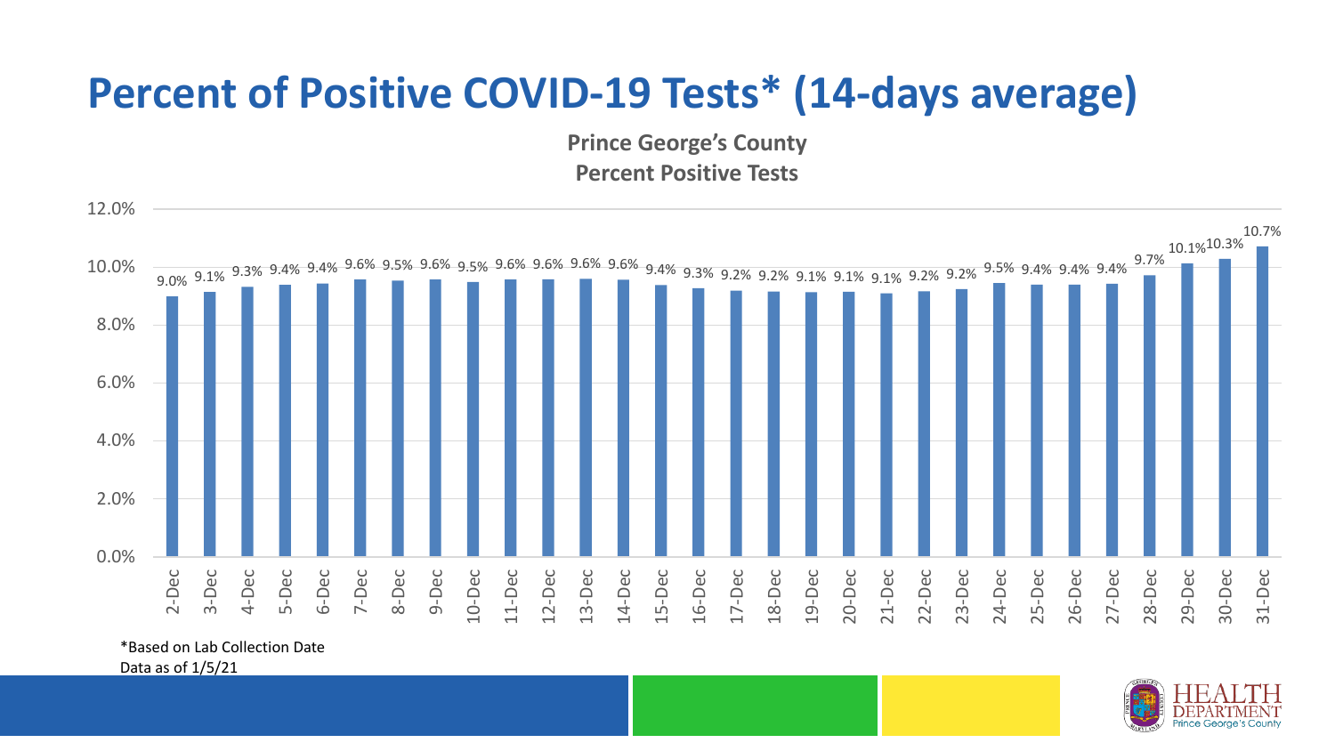# Percent of Positive COVID-19 Tests* (14-days average)

**Prince George's County**
**Percent Positive Tests**

| Date | Percent Positive |
|---|---|
| 2-Dec | 9.0% |
| 3-Dec | 9.1% |
| 4-Dec | 9.3% |
| 5-Dec | 9.4% |
| 6-Dec | 9.4% |
| 7-Dec | 9.6% |
| 8-Dec | 9.5% |
| 9-Dec | 9.6% |
| 10-Dec | 9.5% |
| 11-Dec | 9.6% |
| 12-Dec | 9.6% |
| 13-Dec | 9.6% |
| 14-Dec | 9.6% |
| 15-Dec | 9.4% |
| 16-Dec | 9.3% |
| 17-Dec | 9.2% |
| 18-Dec | 9.2% |
| 19-Dec | 9.1% |
| 20-Dec | 9.1% |
| 21-Dec | 9.1% |
| 22-Dec | 9.2% |
| 23-Dec | 9.2% |
| 24-Dec | 9.5% |
| 25-Dec | 9.4% |
| 26-Dec | 9.4% |
| 27-Dec | 9.4% |
| 28-Dec | 9.7% |
| 29-Dec | 10.1% |
| 30-Dec | 10.3% |
| 31-Dec | 10.7% |

*Based on Lab Collection Date
Data as of 1/5/21

HEALTH DEPARTMENT Prince George's County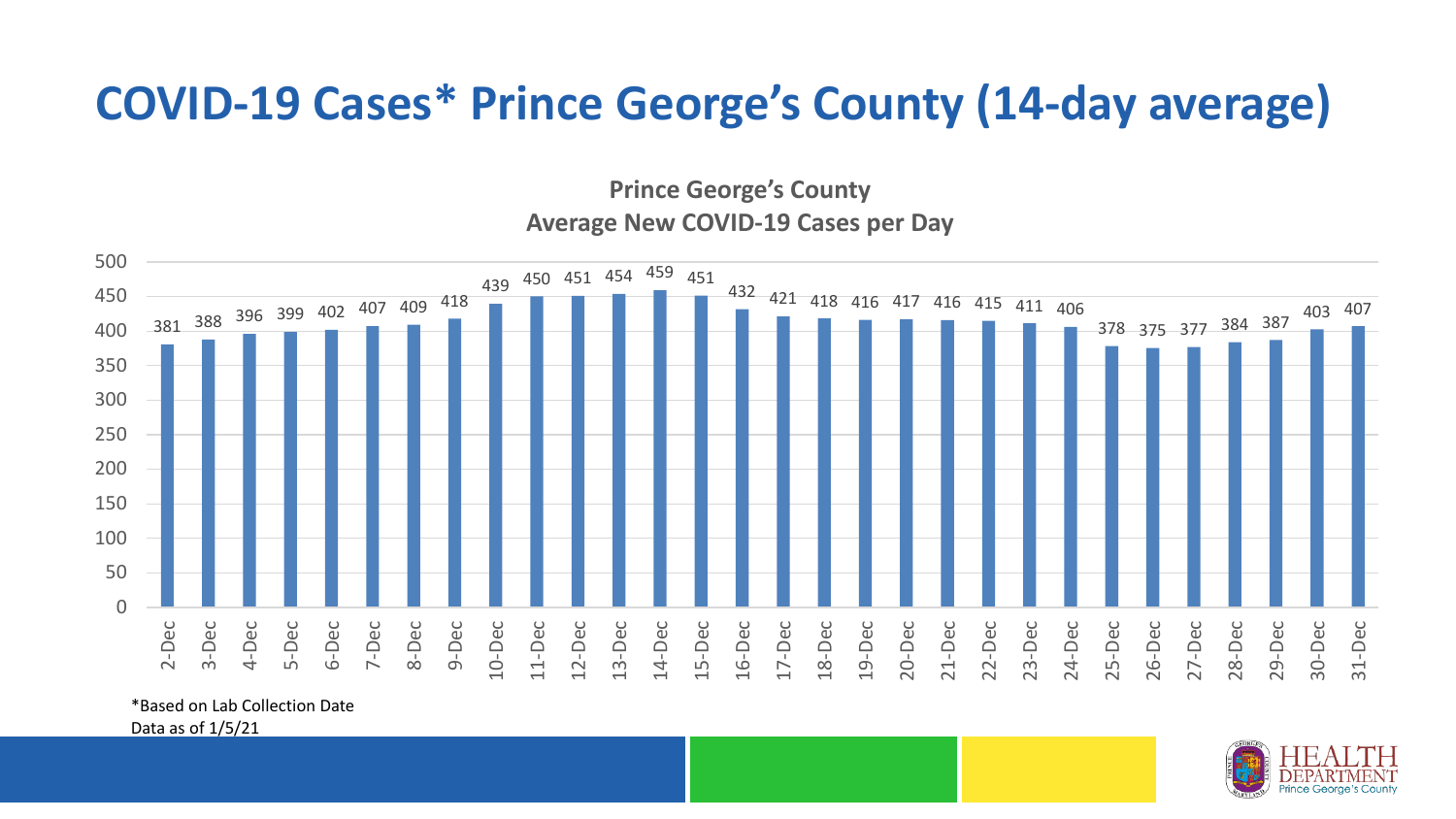# COVID-19 Cases* Prince George's County (14-day average)

**Prince George's County**
**Average New COVID-19 Cases per Day**

| Date | Average New Cases per Day |
| --- | --- |
| 2-Dec | 381 |
| 3-Dec | 388 |
| 4-Dec | 396 |
| 5-Dec | 399 |
| 6-Dec | 402 |
| 7-Dec | 407 |
| 8-Dec | 409 |
| 9-Dec | 418 |
| 10-Dec | 439 |
| 11-Dec | 450 |
| 12-Dec | 451 |
| 13-Dec | 454 |
| 14-Dec | 459 |
| 15-Dec | 451 |
| 16-Dec | 432 |
| 17-Dec | 421 |
| 18-Dec | 418 |
| 19-Dec | 416 |
| 20-Dec | 417 |
| 21-Dec | 416 |
| 22-Dec | 415 |
| 23-Dec | 411 |
| 24-Dec | 406 |
| 25-Dec | 378 |
| 26-Dec | 375 |
| 27-Dec | 377 |
| 28-Dec | 384 |
| 29-Dec | 387 |
| 30-Dec | 403 |
| 31-Dec | 407 |

*Based on Lab Collection Date
Data as of 1/5/21

HEALTH DEPARTMENT Prince George's County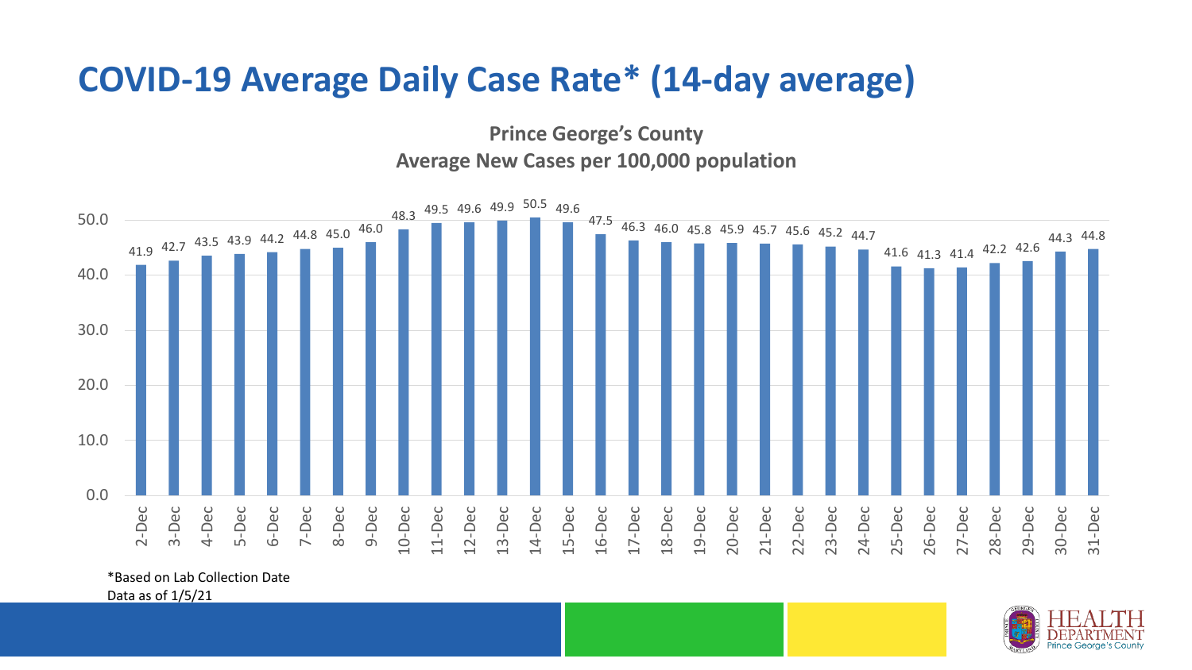# COVID-19 Average Daily Case Rate* (14-day average)

**Prince George's County**
**Average New Cases per 100,000 population**

50.0
40.0
30.0
20.0
10.0
0.0

41.9 42.7 43.5 43.9 44.2 44.8 45.0 46.0 48.3 49.5 49.6 49.9 50.5 49.6 47.5 46.3 46.0 45.8 45.9 45.7 45.6 45.2 44.7 41.6 41.3 41.4 42.2 42.6 44.3 44.8

2-Dec 3-Dec 4-Dec 5-Dec 6-Dec 7-Dec 8-Dec 9-Dec 10-Dec 11-Dec 12-Dec 13-Dec 14-Dec 15-Dec 16-Dec 17-Dec 18-Dec 19-Dec 20-Dec 21-Dec 22-Dec 23-Dec 24-Dec 25-Dec 26-Dec 27-Dec 28-Dec 29-Dec 30-Dec 31-Dec

*Based on Lab Collection Date
Data as of 1/5/21

HEALTH DEPARTMENT
Prince George's County